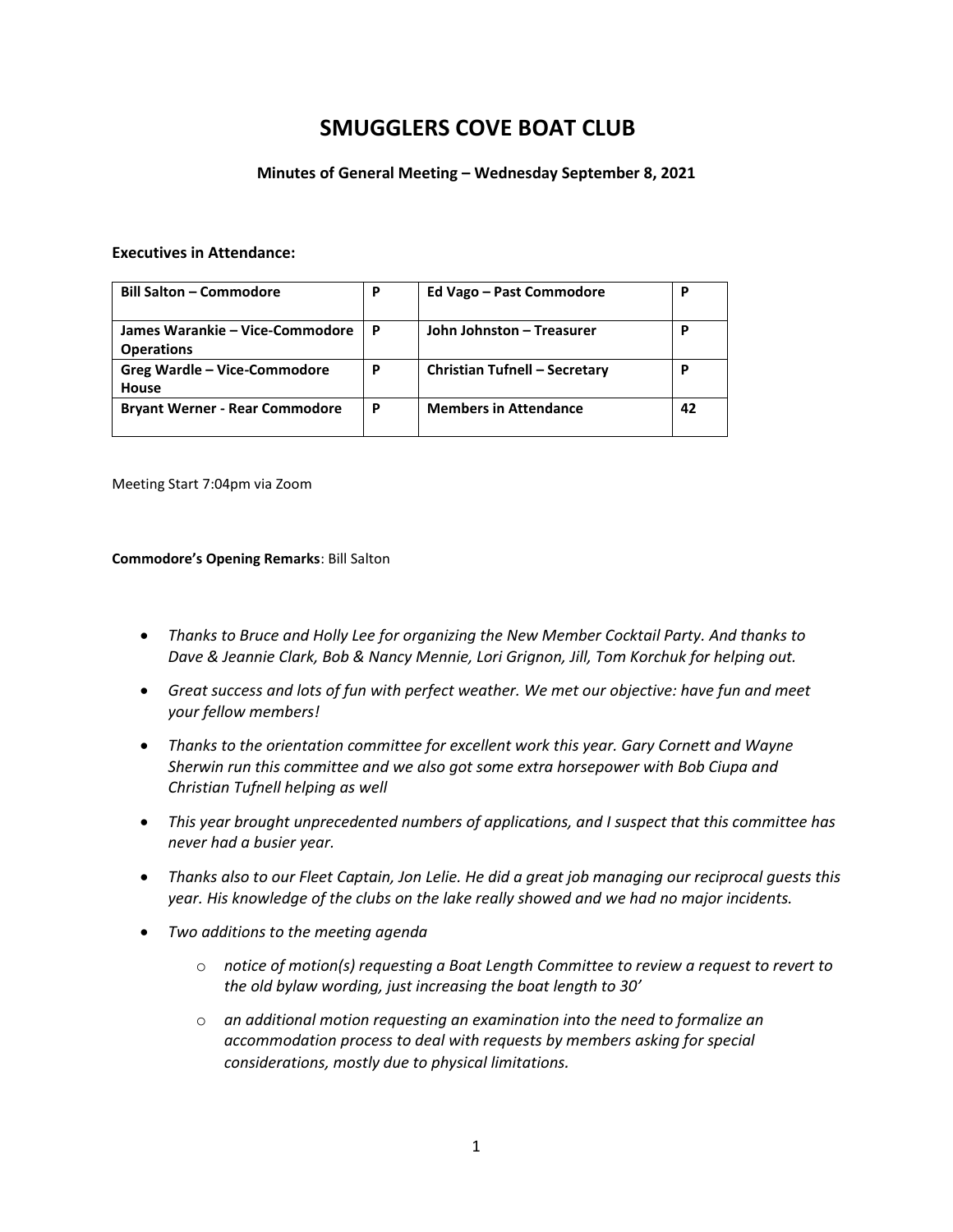# SMUGGLERS COVE BOAT CLUB

**Minutes of General Meeting – Wednesday September 8, 2021**

**Executives in Attendance:**

| | | | |
|---|---|---|---|
| **Bill Salton – Commodore** | P | **Ed Vago – Past Commodore** | P |
| **James Warankie – Vice-Commodore Operations** | P | **John Johnston – Treasurer** | P |
| **Greg Wardle – Vice-Commodore House** | P | **Christian Tufnell – Secretary** | P |
| **Bryant Werner - Rear Commodore** | P | **Members in Attendance** | 42 |

Meeting Start 7:04pm via Zoom

**Commodore's Opening Remarks**: Bill Salton

- *Thanks to Bruce and Holly Lee for organizing the New Member Cocktail Party. And thanks to Dave & Jeannie Clark, Bob & Nancy Mennie, Lori Grignon, Jill, Tom Korchuk for helping out.*
- *Great success and lots of fun with perfect weather. We met our objective: have fun and meet your fellow members!*
- *Thanks to the orientation committee for excellent work this year. Gary Cornett and Wayne Sherwin run this committee and we also got some extra horsepower with Bob Ciupa and Christian Tufnell helping as well*
- *This year brought unprecedented numbers of applications, and I suspect that this committee has never had a busier year.*
- *Thanks also to our Fleet Captain, Jon Lelie. He did a great job managing our reciprocal guests this year. His knowledge of the clubs on the lake really showed and we had no major incidents.*
- *Two additions to the meeting agenda*
    - *notice of motion(s) requesting a Boat Length Committee to review a request to revert to the old bylaw wording, just increasing the boat length to 30'*
    - *an additional motion requesting an examination into the need to formalize an accommodation process to deal with requests by members asking for special considerations, mostly due to physical limitations.*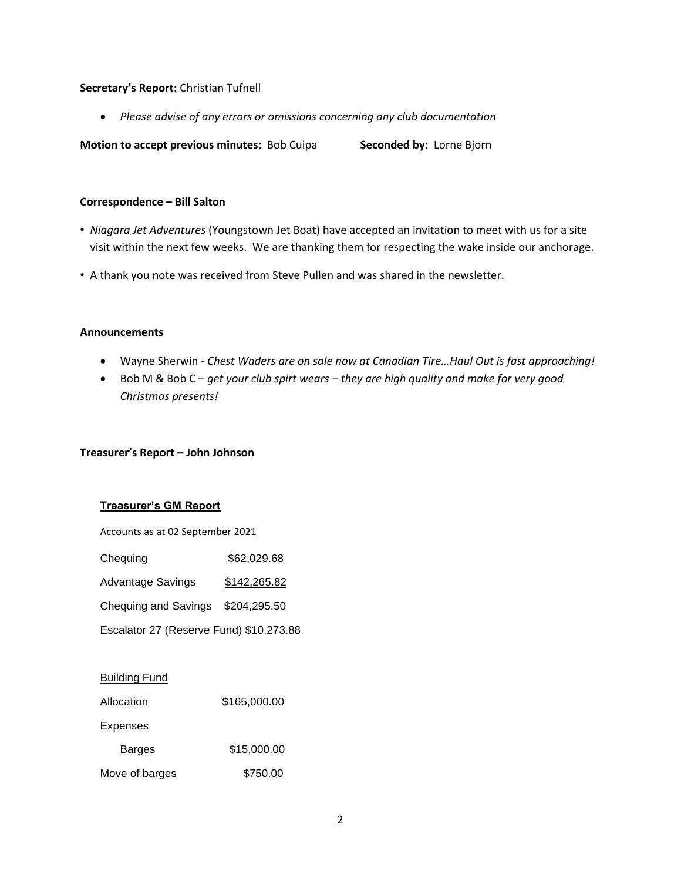**Secretary's Report:** Christian Tufnell

- *Please advise of any errors or omissions concerning any club documentation*

**Motion to accept previous minutes:** Bob Cuipa **Seconded by:** Lorne Bjorn

**Correspondence – Bill Salton**

- *Niagara Jet Adventures* (Youngstown Jet Boat) have accepted an invitation to meet with us for a site visit within the next few weeks. We are thanking them for respecting the wake inside our anchorage.
- A thank you note was received from Steve Pullen and was shared in the newsletter.

**Announcements**

- Wayne Sherwin - *Chest Waders are on sale now at Canadian Tire…Haul Out is fast approaching!*
- Bob M & Bob C – *get your club spirt wears – they are high quality and make for very good Christmas presents!*

**Treasurer's Report – John Johnson**

**Treasurer's GM Report**

Accounts as at 02 September 2021

| | |
|---|---|
| Chequing | $62,029.68 |
| Advantage Savings | $142,265.82 |
| Chequing and Savings | $204,295.50 |
| Escalator 27 (Reserve Fund) | $10,273.88 |

Building Fund

| | |
|---|---|
| Allocation | $165,000.00 |
| Expenses | |
| Barges | $15,000.00 |
| Move of barges | $750.00 |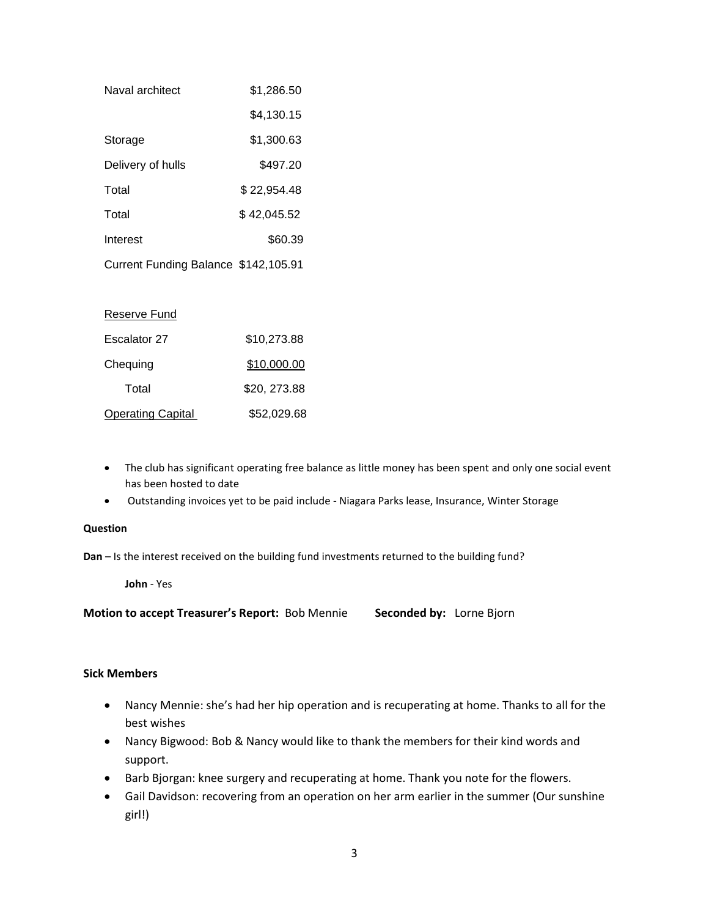| | |
|---|---|
| Naval architect | $1,286.50 |
| | $4,130.15 |
| Storage | $1,300.63 |
| Delivery of hulls | $497.20 |
| Total | $ 22,954.48 |
| Total | $ 42,045.52 |
| Interest | $60.39 |
| Current Funding Balance | $142,105.91 |

| Reserve Fund | |
|---|---|
| Escalator 27 | $10,273.88 |
| Chequing | $10,000.00 |
| Total | $20, 273.88 |
| Operating Capital | $52,029.68 |

- The club has significant operating free balance as little money has been spent and only one social event has been hosted to date
- Outstanding invoices yet to be paid include - Niagara Parks lease, Insurance, Winter Storage

**Question**

**Dan** – Is the interest received on the building fund investments returned to the building fund?

**John** - Yes

**Motion to accept Treasurer's Report:** Bob Mennie **Seconded by:** Lorne Bjorn

**Sick Members**

- Nancy Mennie: she's had her hip operation and is recuperating at home. Thanks to all for the best wishes
- Nancy Bigwood: Bob & Nancy would like to thank the members for their kind words and support.
- Barb Bjorgan: knee surgery and recuperating at home. Thank you note for the flowers.
- Gail Davidson: recovering from an operation on her arm earlier in the summer (Our sunshine girl!)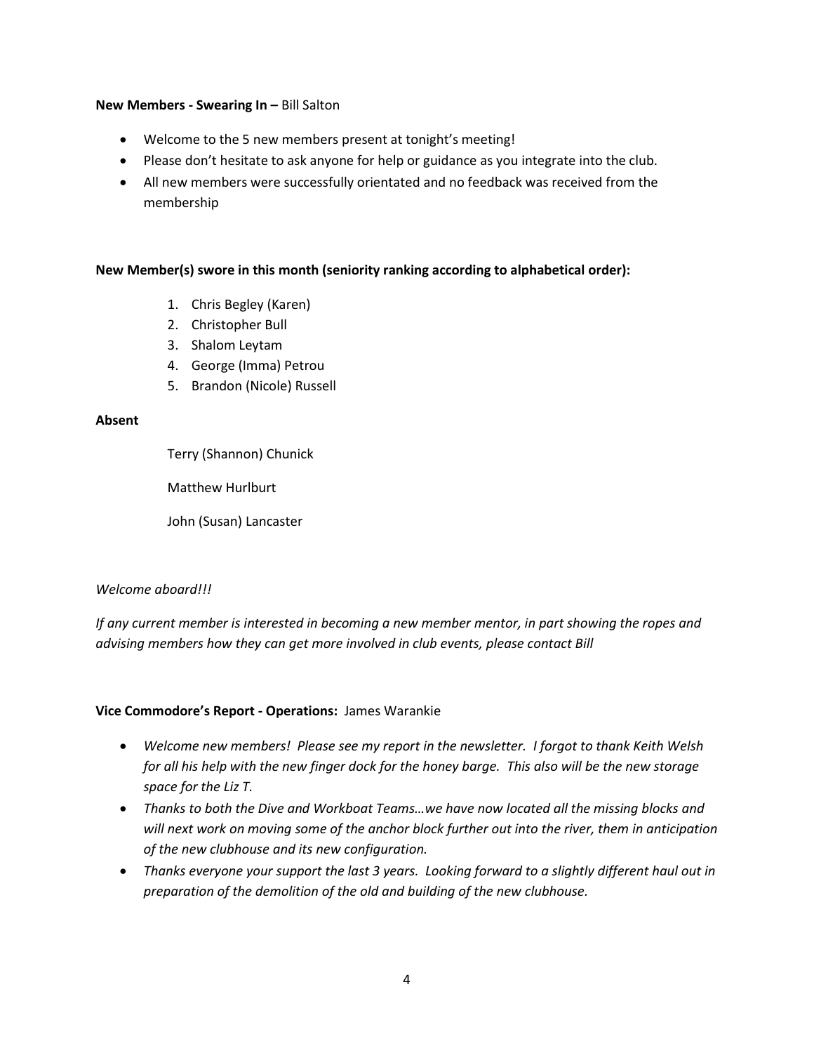**New Members - Swearing In –** Bill Salton

- Welcome to the 5 new members present at tonight's meeting!
- Please don't hesitate to ask anyone for help or guidance as you integrate into the club.
- All new members were successfully orientated and no feedback was received from the membership

**New Member(s) swore in this month (seniority ranking according to alphabetical order):**

1. Chris Begley (Karen)
2. Christopher Bull
3. Shalom Leytam
4. George (Imma) Petrou
5. Brandon (Nicole) Russell

**Absent**

Terry (Shannon) Chunick

Matthew Hurlburt

John (Susan) Lancaster

*Welcome aboard!!!*

*If any current member is interested in becoming a new member mentor, in part showing the ropes and advising members how they can get more involved in club events, please contact Bill*

**Vice Commodore's Report - Operations:** James Warankie

- *Welcome new members! Please see my report in the newsletter. I forgot to thank Keith Welsh for all his help with the new finger dock for the honey barge. This also will be the new storage space for the Liz T.*
- *Thanks to both the Dive and Workboat Teams…we have now located all the missing blocks and will next work on moving some of the anchor block further out into the river, them in anticipation of the new clubhouse and its new configuration.*
- *Thanks everyone your support the last 3 years. Looking forward to a slightly different haul out in preparation of the demolition of the old and building of the new clubhouse.*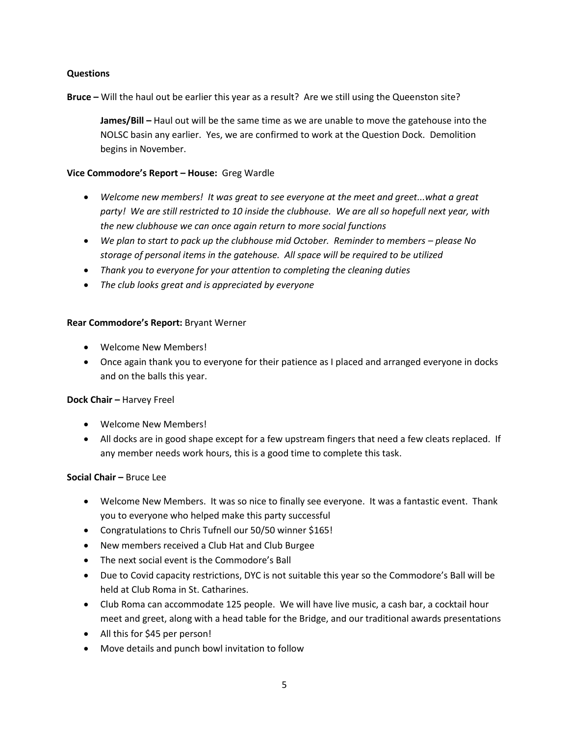**Questions**

**Bruce –** Will the haul out be earlier this year as a result? Are we still using the Queenston site?

> **James/Bill –** Haul out will be the same time as we are unable to move the gatehouse into the NOLSC basin any earlier. Yes, we are confirmed to work at the Question Dock. Demolition begins in November.

**Vice Commodore's Report – House:** Greg Wardle

- *Welcome new members! It was great to see everyone at the meet and greet...what a great party! We are still restricted to 10 inside the clubhouse. We are all so hopefull next year, with the new clubhouse we can once again return to more social functions*
- *We plan to start to pack up the clubhouse mid October. Reminder to members – please No storage of personal items in the gatehouse. All space will be required to be utilized*
- *Thank you to everyone for your attention to completing the cleaning duties*
- *The club looks great and is appreciated by everyone*

**Rear Commodore's Report:** Bryant Werner

- Welcome New Members!
- Once again thank you to everyone for their patience as I placed and arranged everyone in docks and on the balls this year.

**Dock Chair –** Harvey Freel

- Welcome New Members!
- All docks are in good shape except for a few upstream fingers that need a few cleats replaced. If any member needs work hours, this is a good time to complete this task.

**Social Chair –** Bruce Lee

- Welcome New Members. It was so nice to finally see everyone. It was a fantastic event. Thank you to everyone who helped make this party successful
- Congratulations to Chris Tufnell our 50/50 winner $165!
- New members received a Club Hat and Club Burgee
- The next social event is the Commodore's Ball
- Due to Covid capacity restrictions, DYC is not suitable this year so the Commodore's Ball will be held at Club Roma in St. Catharines.
- Club Roma can accommodate 125 people. We will have live music, a cash bar, a cocktail hour meet and greet, along with a head table for the Bridge, and our traditional awards presentations
- All this for $45 per person!
- Move details and punch bowl invitation to follow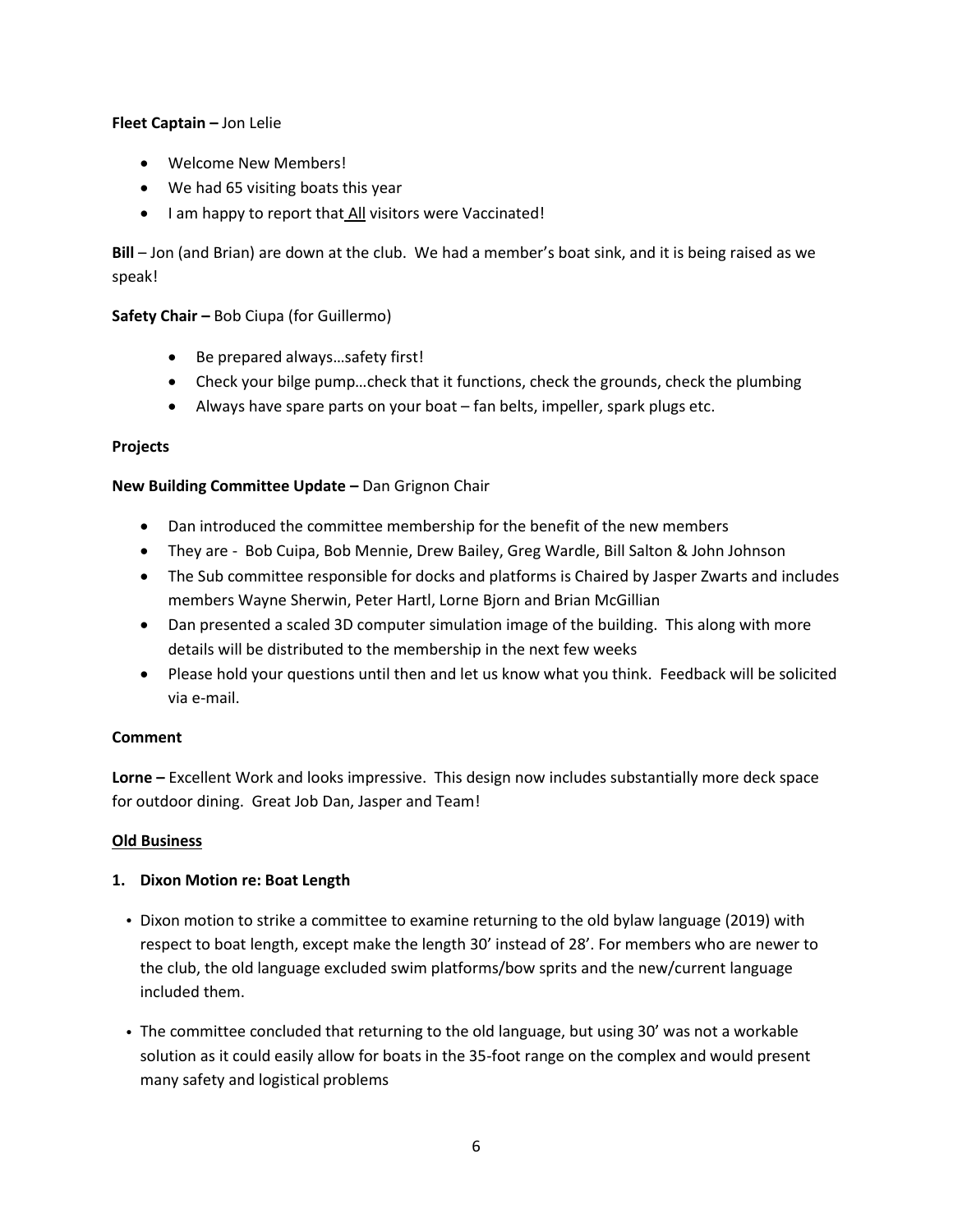**Fleet Captain –** Jon Lelie

- Welcome New Members!
- We had 65 visiting boats this year
- I am happy to report that All visitors were Vaccinated!

**Bill** – Jon (and Brian) are down at the club. We had a member's boat sink, and it is being raised as we speak!

**Safety Chair –** Bob Ciupa (for Guillermo)

- Be prepared always…safety first!
- Check your bilge pump…check that it functions, check the grounds, check the plumbing
- Always have spare parts on your boat – fan belts, impeller, spark plugs etc.

**Projects**

**New Building Committee Update –** Dan Grignon Chair

- Dan introduced the committee membership for the benefit of the new members
- They are - Bob Cuipa, Bob Mennie, Drew Bailey, Greg Wardle, Bill Salton & John Johnson
- The Sub committee responsible for docks and platforms is Chaired by Jasper Zwarts and includes members Wayne Sherwin, Peter Hartl, Lorne Bjorn and Brian McGillian
- Dan presented a scaled 3D computer simulation image of the building. This along with more details will be distributed to the membership in the next few weeks
- Please hold your questions until then and let us know what you think. Feedback will be solicited via e-mail.

**Comment**

**Lorne –** Excellent Work and looks impressive. This design now includes substantially more deck space for outdoor dining. Great Job Dan, Jasper and Team!

**Old Business**

**1. Dixon Motion re: Boat Length**

- Dixon motion to strike a committee to examine returning to the old bylaw language (2019) with respect to boat length, except make the length 30' instead of 28'. For members who are newer to the club, the old language excluded swim platforms/bow sprits and the new/current language included them.
- The committee concluded that returning to the old language, but using 30' was not a workable solution as it could easily allow for boats in the 35-foot range on the complex and would present many safety and logistical problems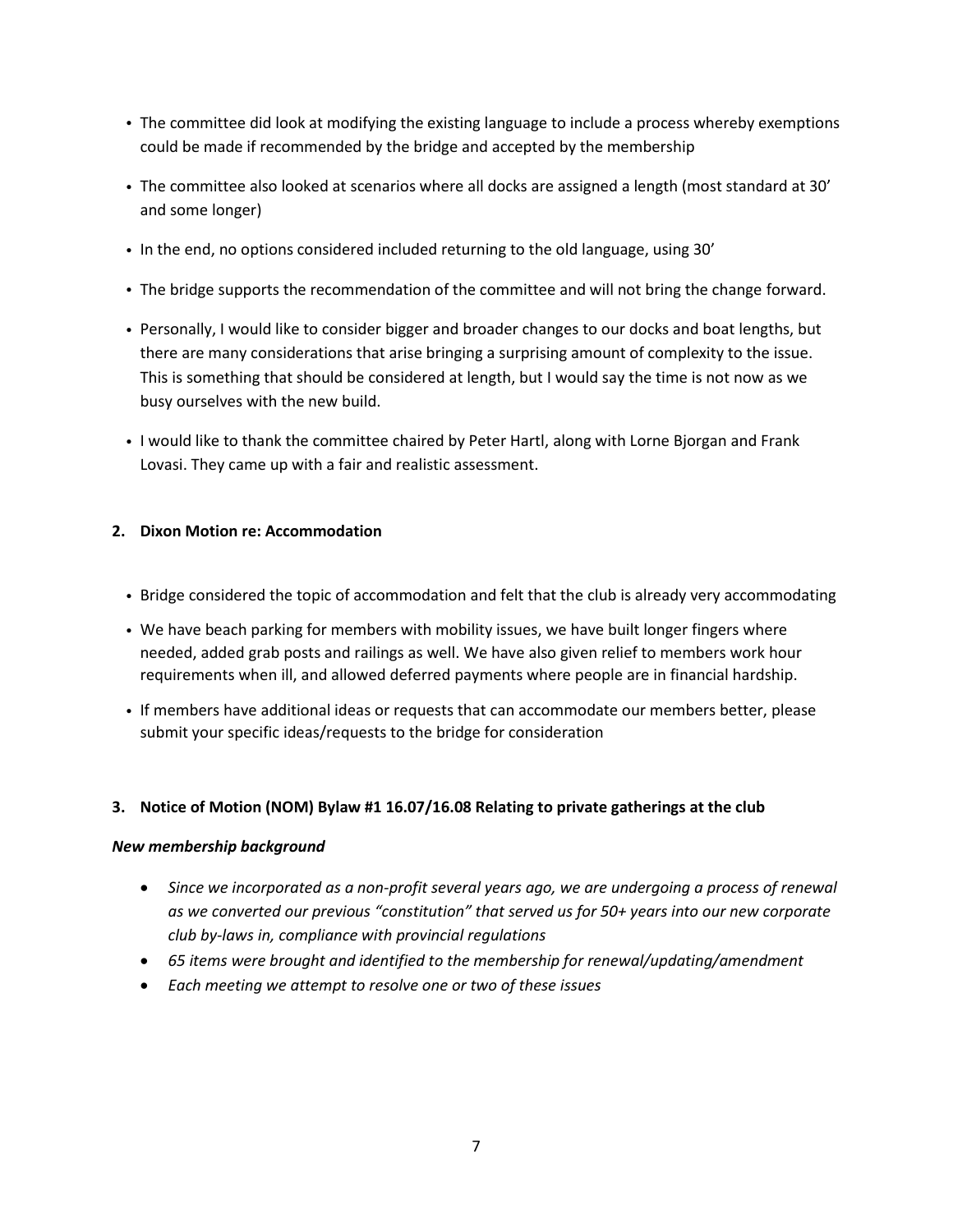- The committee did look at modifying the existing language to include a process whereby exemptions could be made if recommended by the bridge and accepted by the membership
- The committee also looked at scenarios where all docks are assigned a length (most standard at 30’ and some longer)
- In the end, no options considered included returning to the old language, using 30’
- The bridge supports the recommendation of the committee and will not bring the change forward.
- Personally, I would like to consider bigger and broader changes to our docks and boat lengths, but there are many considerations that arise bringing a surprising amount of complexity to the issue. This is something that should be considered at length, but I would say the time is not now as we busy ourselves with the new build.
- I would like to thank the committee chaired by Peter Hartl, along with Lorne Bjorgan and Frank Lovasi. They came up with a fair and realistic assessment.

**2. Dixon Motion re: Accommodation**

- Bridge considered the topic of accommodation and felt that the club is already very accommodating
- We have beach parking for members with mobility issues, we have built longer fingers where needed, added grab posts and railings as well. We have also given relief to members work hour requirements when ill, and allowed deferred payments where people are in financial hardship.
- If members have additional ideas or requests that can accommodate our members better, please submit your specific ideas/requests to the bridge for consideration

**3. Notice of Motion (NOM) Bylaw #1 16.07/16.08 Relating to private gatherings at the club**

***New membership background***

- *Since we incorporated as a non-profit several years ago, we are undergoing a process of renewal as we converted our previous “constitution” that served us for 50+ years into our new corporate club by-laws in, compliance with provincial regulations*
- *65 items were brought and identified to the membership for renewal/updating/amendment*
- *Each meeting we attempt to resolve one or two of these issues*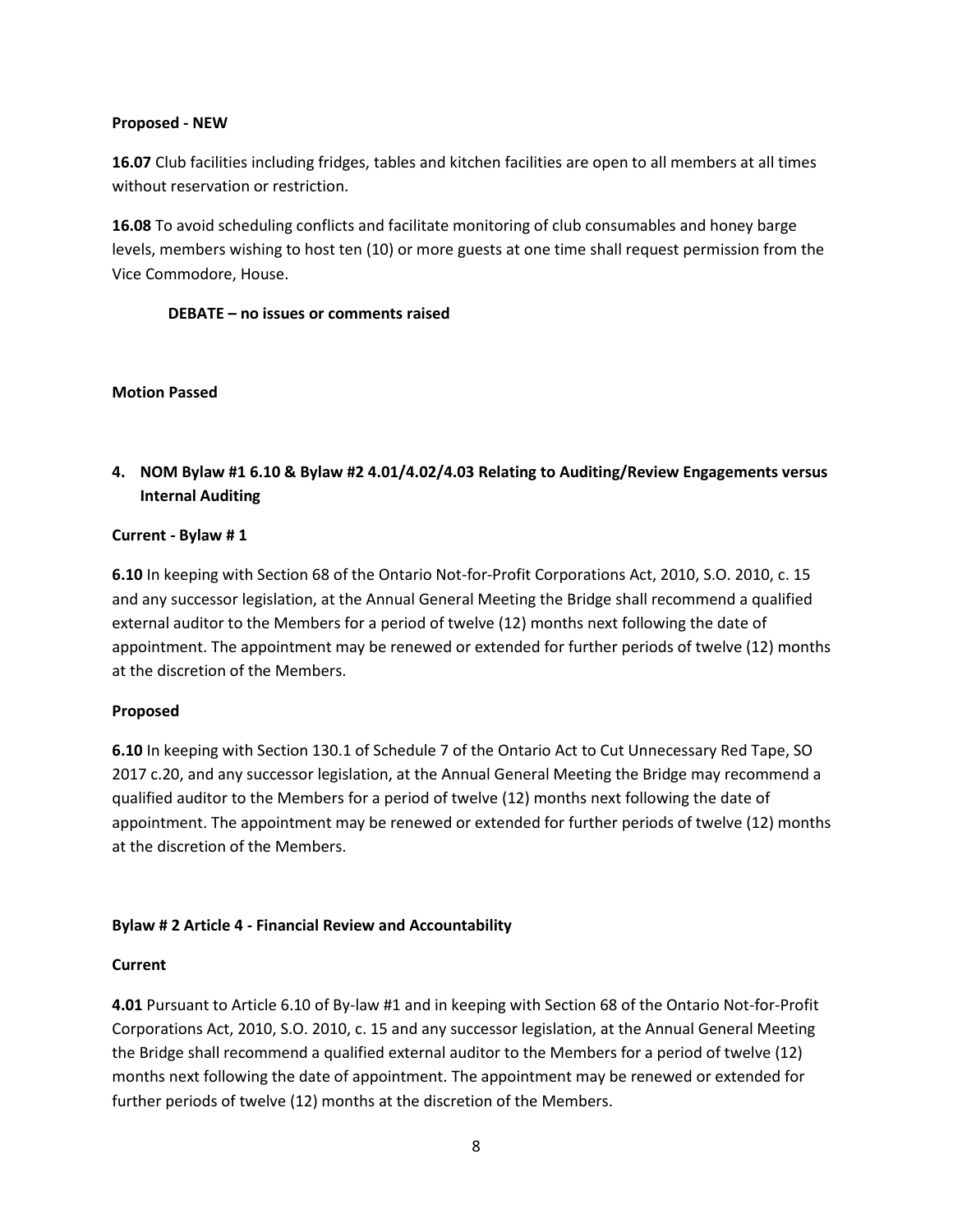**Proposed - NEW**

**16.07** Club facilities including fridges, tables and kitchen facilities are open to all members at all times without reservation or restriction.

**16.08** To avoid scheduling conflicts and facilitate monitoring of club consumables and honey barge levels, members wishing to host ten (10) or more guests at one time shall request permission from the Vice Commodore, House.

**DEBATE – no issues or comments raised**

**Motion Passed**

**4. NOM Bylaw #1 6.10 & Bylaw #2 4.01/4.02/4.03 Relating to Auditing/Review Engagements versus Internal Auditing**

**Current - Bylaw # 1**

**6.10** In keeping with Section 68 of the Ontario Not-for-Profit Corporations Act, 2010, S.O. 2010, c. 15 and any successor legislation, at the Annual General Meeting the Bridge shall recommend a qualified external auditor to the Members for a period of twelve (12) months next following the date of appointment. The appointment may be renewed or extended for further periods of twelve (12) months at the discretion of the Members.

**Proposed**

**6.10** In keeping with Section 130.1 of Schedule 7 of the Ontario Act to Cut Unnecessary Red Tape, SO 2017 c.20, and any successor legislation, at the Annual General Meeting the Bridge may recommend a qualified auditor to the Members for a period of twelve (12) months next following the date of appointment. The appointment may be renewed or extended for further periods of twelve (12) months at the discretion of the Members.

**Bylaw # 2 Article 4 - Financial Review and Accountability**

**Current**

**4.01** Pursuant to Article 6.10 of By-law #1 and in keeping with Section 68 of the Ontario Not-for-Profit Corporations Act, 2010, S.O. 2010, c. 15 and any successor legislation, at the Annual General Meeting the Bridge shall recommend a qualified external auditor to the Members for a period of twelve (12) months next following the date of appointment. The appointment may be renewed or extended for further periods of twelve (12) months at the discretion of the Members.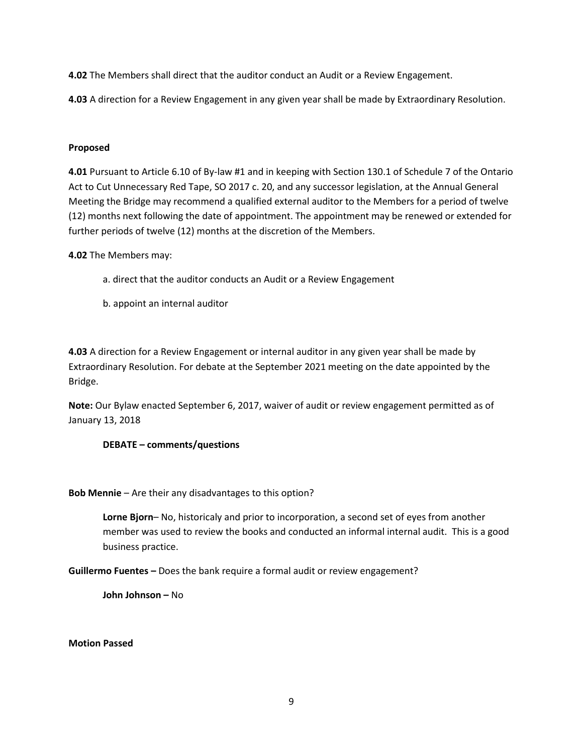**4.02** The Members shall direct that the auditor conduct an Audit or a Review Engagement.

**4.03** A direction for a Review Engagement in any given year shall be made by Extraordinary Resolution.

**Proposed**

**4.01** Pursuant to Article 6.10 of By-law #1 and in keeping with Section 130.1 of Schedule 7 of the Ontario Act to Cut Unnecessary Red Tape, SO 2017 c. 20, and any successor legislation, at the Annual General Meeting the Bridge may recommend a qualified external auditor to the Members for a period of twelve (12) months next following the date of appointment. The appointment may be renewed or extended for further periods of twelve (12) months at the discretion of the Members.

**4.02** The Members may:

a. direct that the auditor conducts an Audit or a Review Engagement

b. appoint an internal auditor

**4.03** A direction for a Review Engagement or internal auditor in any given year shall be made by Extraordinary Resolution. For debate at the September 2021 meeting on the date appointed by the Bridge.

**Note:** Our Bylaw enacted September 6, 2017, waiver of audit or review engagement permitted as of January 13, 2018

**DEBATE – comments/questions**

**Bob Mennie** – Are their any disadvantages to this option?

> **Lorne Bjorn**– No, historicaly and prior to incorporation, a second set of eyes from another member was used to review the books and conducted an informal internal audit. This is a good business practice.

**Guillermo Fuentes –** Does the bank require a formal audit or review engagement?

> **John Johnson –** No

**Motion Passed**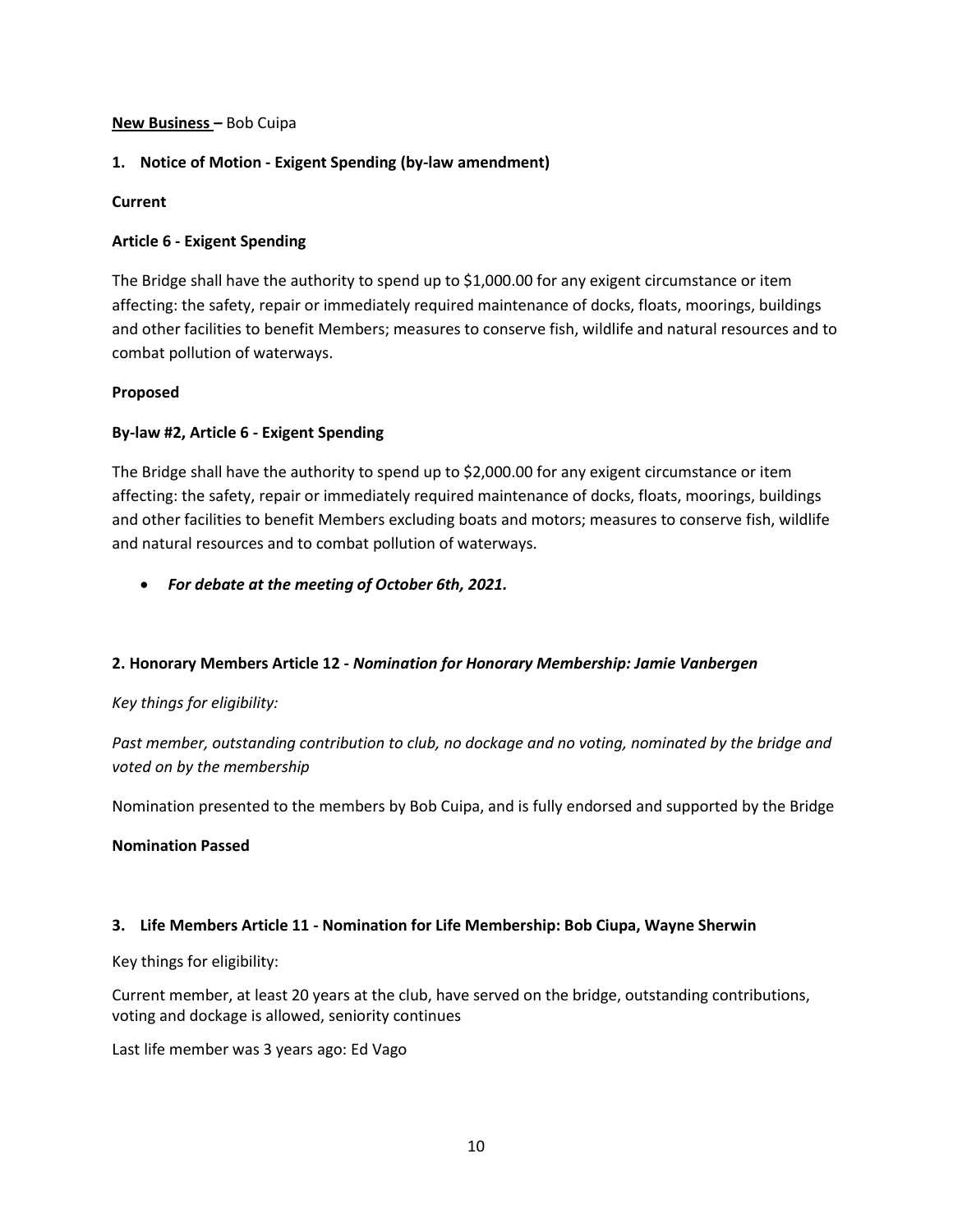**New Business –** Bob Cuipa

**1. Notice of Motion - Exigent Spending (by-law amendment)**

**Current**

**Article 6 - Exigent Spending**

The Bridge shall have the authority to spend up to $1,000.00 for any exigent circumstance or item affecting: the safety, repair or immediately required maintenance of docks, floats, moorings, buildings and other facilities to benefit Members; measures to conserve fish, wildlife and natural resources and to combat pollution of waterways.

**Proposed**

**By-law #2, Article 6 - Exigent Spending**

The Bridge shall have the authority to spend up to $2,000.00 for any exigent circumstance or item affecting: the safety, repair or immediately required maintenance of docks, floats, moorings, buildings and other facilities to benefit Members excluding boats and motors; measures to conserve fish, wildlife and natural resources and to combat pollution of waterways.

- ***For debate at the meeting of October 6th, 2021.***

**2. Honorary Members Article 12 -** ***Nomination for Honorary Membership: Jamie Vanbergen***

*Key things for eligibility:*

*Past member, outstanding contribution to club, no dockage and no voting, nominated by the bridge and voted on by the membership*

Nomination presented to the members by Bob Cuipa, and is fully endorsed and supported by the Bridge

**Nomination Passed**

**3. Life Members Article 11 - Nomination for Life Membership: Bob Ciupa, Wayne Sherwin**

Key things for eligibility:

Current member, at least 20 years at the club, have served on the bridge, outstanding contributions, voting and dockage is allowed, seniority continues

Last life member was 3 years ago: Ed Vago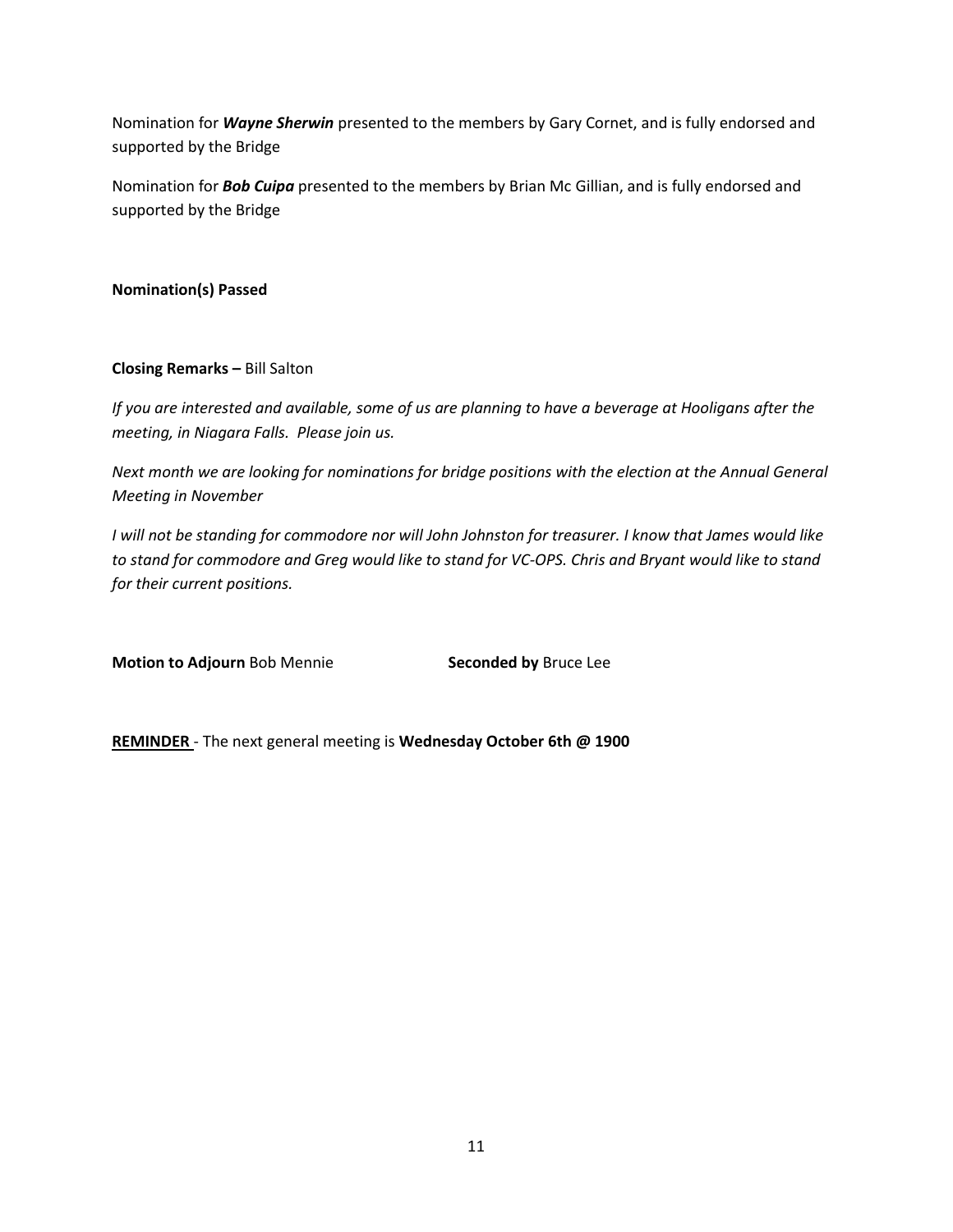Nomination for ***Wayne Sherwin*** presented to the members by Gary Cornet, and is fully endorsed and supported by the Bridge

Nomination for ***Bob Cuipa*** presented to the members by Brian Mc Gillian, and is fully endorsed and supported by the Bridge

**Nomination(s) Passed**

**Closing Remarks –** Bill Salton

*If you are interested and available, some of us are planning to have a beverage at Hooligans after the meeting, in Niagara Falls. Please join us.*

*Next month we are looking for nominations for bridge positions with the election at the Annual General Meeting in November*

*I will not be standing for commodore nor will John Johnston for treasurer. I know that James would like to stand for commodore and Greg would like to stand for VC-OPS. Chris and Bryant would like to stand for their current positions.*

**Motion to Adjourn** Bob Mennie **Seconded by** Bruce Lee

**REMINDER** - The next general meeting is **Wednesday October 6th @ 1900**